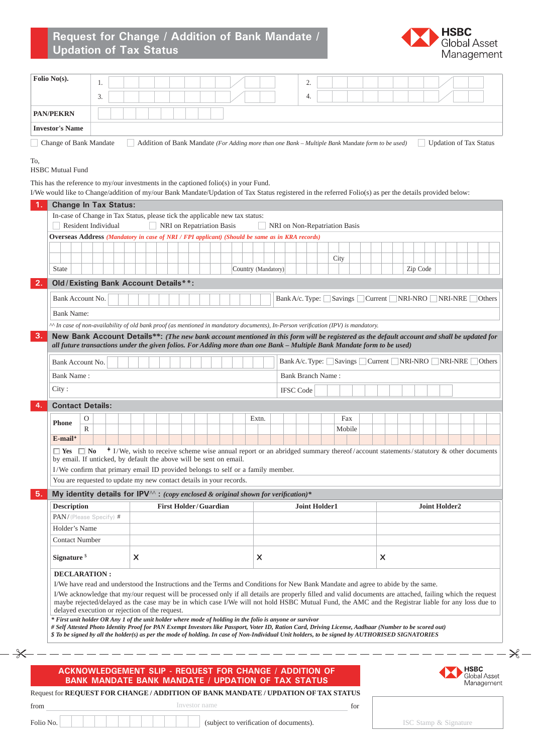# Request for Change / Addition of Bank Mandate / Updation of Tax Status

HSBC Global Asset Management

| Folio No(s). | 1. | 2. |
|---|---|---|
| | 3. | 4. |
| PAN/PEKRN | | |
| Investor's Name | | |

☐ Change of Bank Mandate ☐ Addition of Bank Mandate *(For Adding more than one Bank – Multiple Bank Mandate form to be used)* ☐ Updation of Tax Status

To,
HSBC Mutual Fund

This has the reference to my/our investments in the captioned folio(s) in your Fund.
I/We would like to Change/addition of my/our Bank Mandate/Updation of Tax Status registered in the referred Folio(s) as per the details provided below:

## 1. Change In Tax Status:

In-case of Change in Tax Status, please tick the applicable new tax status:

☐ Resident Individual ☐ NRI on Repatriation Basis ☐ NRI on Non-Repatriation Basis

**Overseas Address** *(Mandatory in case of NRI / FPI applicant) (Should be same as in KRA records)*

City

State | Country (Mandatory) | Zip Code

## 2. Old / Existing Bank Account Details**:

| Bank Account No. | Bank A/c. Type: ☐ Savings ☐ Current ☐ NRI-NRO ☐ NRI-NRE ☐ Others |
|---|---|
| Bank Name: | |

^^ *In case of non-availability of old bank proof (as mentioned in mandatory documents), In-Person verification (IPV) is mandatory.*

## 3. New Bank Account Details**: *(The new bank account mentioned in this form will be registered as the default account and shall be updated for all future transactions under the given folios. For Adding more than one Bank – Multiple Bank Mandate form to be used)*

| Bank Account No. | Bank A/c. Type: ☐ Savings ☐ Current ☐ NRI-NRO ☐ NRI-NRE ☐ Others |
|---|---|
| Bank Name : | Bank Branch Name : |
| City : | IFSC Code |

## 4. Contact Details:

| Phone | O | | Extn. | | Fax | |
|---|---|---|---|---|---|---|
| | R | | | | Mobile | |
| E-mail+ | | | | | | |

☐ Yes ☐ No + I/We, wish to receive scheme wise annual report or an abridged summary thereof/account statements/statutory & other documents by email. If unticked, by default the above will be sent on email.

I/We confirm that primary email ID provided belongs to self or a family member.

You are requested to update my new contact details in your records.

## 5. My identity details for IPV^^ : *(copy enclosed & original shown for verification)**

| Description | First Holder / Guardian | Joint Holder1 | Joint Holder2 |
|---|---|---|---|
| PAN / (Please Specify) # | | | |
| Holder's Name | | | |
| Contact Number | | | |
| Signature $ | X | X | X |

**DECLARATION :**

I/We have read and understood the Instructions and the Terms and Conditions for New Bank Mandate and agree to abide by the same.

I/We acknowledge that my/our request will be processed only if all details are properly filled and valid documents are attached, failing which the request maybe rejected/delayed as the case may be in which case I/We will not hold HSBC Mutual Fund, the AMC and the Registrar liable for any loss due to delayed execution or rejection of the request.

** First unit holder OR Any 1 of the unit holder where mode of holding in the folio is anyone or survivor*
*# Self Attested Photo Identity Proof for PAN Exempt Investors like Passport, Voter ID, Ration Card, Driving License, Aadhaar (Number to be scored out)*
*$ To be signed by all the holder(s) as per the mode of holding. In case of Non-Individual Unit holders, to be signed by AUTHORISED SIGNATORIES*

---

## ACKNOWLEDGEMENT SLIP - REQUEST FOR CHANGE / ADDITION OF BANK MANDATE BANK MANDATE / UPDATION OF TAX STATUS

HSBC Global Asset Management

Request for **REQUEST FOR CHANGE / ADDITION OF BANK MANDATE / UPDATION OF TAX STATUS**

from ______ Investor name ______ for

Folio No. ______ (subject to verification of documents).

ISC Stamp & Signature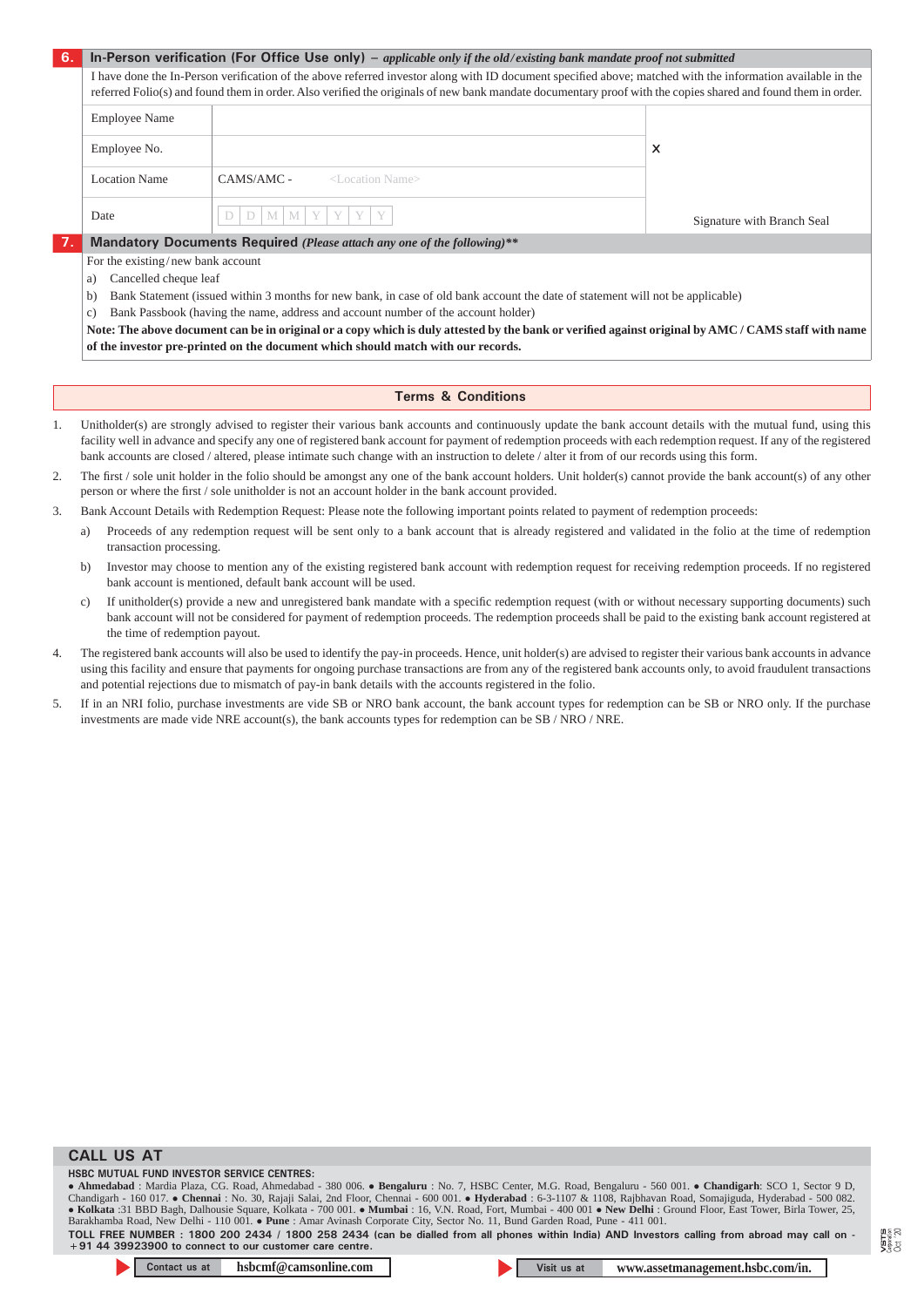## 6. In-Person verification (For Office Use only) – *applicable only if the old/existing bank mandate proof not submitted*

I have done the In-Person verification of the above referred investor along with ID document specified above; matched with the information available in the referred Folio(s) and found them in order. Also verified the originals of new bank mandate documentary proof with the copies shared and found them in order.

| | | |
|---|---|---|
| Employee Name | | |
| Employee No. | | X |
| Location Name | CAMS/AMC - <Location Name> | |
| Date | D D M M Y Y Y Y | Signature with Branch Seal |

## 7. Mandatory Documents Required *(Please attach any one of the following)***

For the existing/new bank account

a) Cancelled cheque leaf

b) Bank Statement (issued within 3 months for new bank, in case of old bank account the date of statement will not be applicable)

c) Bank Passbook (having the name, address and account number of the account holder)

**Note: The above document can be in original or a copy which is duly attested by the bank or verified against original by AMC / CAMS staff with name of the investor pre-printed on the document which should match with our records.**

## Terms & Conditions

1. Unitholder(s) are strongly advised to register their various bank accounts and continuously update the bank account details with the mutual fund, using this facility well in advance and specify any one of registered bank account for payment of redemption proceeds with each redemption request. If any of the registered bank accounts are closed / altered, please intimate such change with an instruction to delete / alter it from of our records using this form.
2. The first / sole unit holder in the folio should be amongst any one of the bank account holders. Unit holder(s) cannot provide the bank account(s) of any other person or where the first / sole unitholder is not an account holder in the bank account provided.
3. Bank Account Details with Redemption Request: Please note the following important points related to payment of redemption proceeds:
   a) Proceeds of any redemption request will be sent only to a bank account that is already registered and validated in the folio at the time of redemption transaction processing.
   b) Investor may choose to mention any of the existing registered bank account with redemption request for receiving redemption proceeds. If no registered bank account is mentioned, default bank account will be used.
   c) If unitholder(s) provide a new and unregistered bank mandate with a specific redemption request (with or without necessary supporting documents) such bank account will not be considered for payment of redemption proceeds. The redemption proceeds shall be paid to the existing bank account registered at the time of redemption payout.
4. The registered bank accounts will also be used to identify the pay-in proceeds. Hence, unit holder(s) are advised to register their various bank accounts in advance using this facility and ensure that payments for ongoing purchase transactions are from any of the registered bank accounts only, to avoid fraudulent transactions and potential rejections due to mismatch of pay-in bank details with the accounts registered in the folio.
5. If in an NRI folio, purchase investments are vide SB or NRO bank account, the bank account types for redemption can be SB or NRO only. If the purchase investments are made vide NRE account(s), the bank accounts types for redemption can be SB / NRO / NRE.

## CALL US AT

**HSBC MUTUAL FUND INVESTOR SERVICE CENTRES:**

● **Ahmedabad** : Mardia Plaza, CG. Road, Ahmedabad - 380 006. ● **Bengaluru** : No. 7, HSBC Center, M.G. Road, Bengaluru - 560 001. ● **Chandigarh**: SCO 1, Sector 9 D, Chandigarh - 160 017. ● **Chennai** : No. 30, Rajaji Salai, 2nd Floor, Chennai - 600 001. ● **Hyderabad** : 6-3-1107 & 1108, Rajbhavan Road, Somajiguda, Hyderabad - 500 082. ● **Kolkata** :31 BBD Bagh, Dalhousie Square, Kolkata - 700 001. ● **Mumbai** : 16, V.N. Road, Fort, Mumbai - 400 001 ● **New Delhi** : Ground Floor, East Tower, Birla Tower, 25, Barakhamba Road, New Delhi - 110 001. ● **Pune** : Amar Avinash Corporate City, Sector No. 11, Bund Garden Road, Pune - 411 001.

**TOLL FREE NUMBER : 1800 200 2434 / 1800 258 2434 (can be dialled from all phones within India) AND Investors calling from abroad may call on - +91 44 39923900 to connect to our customer care centre.**

Contact us at **hsbcmf@camsonline.com** Visit us at **www.assetmanagement.hsbc.com/in.**